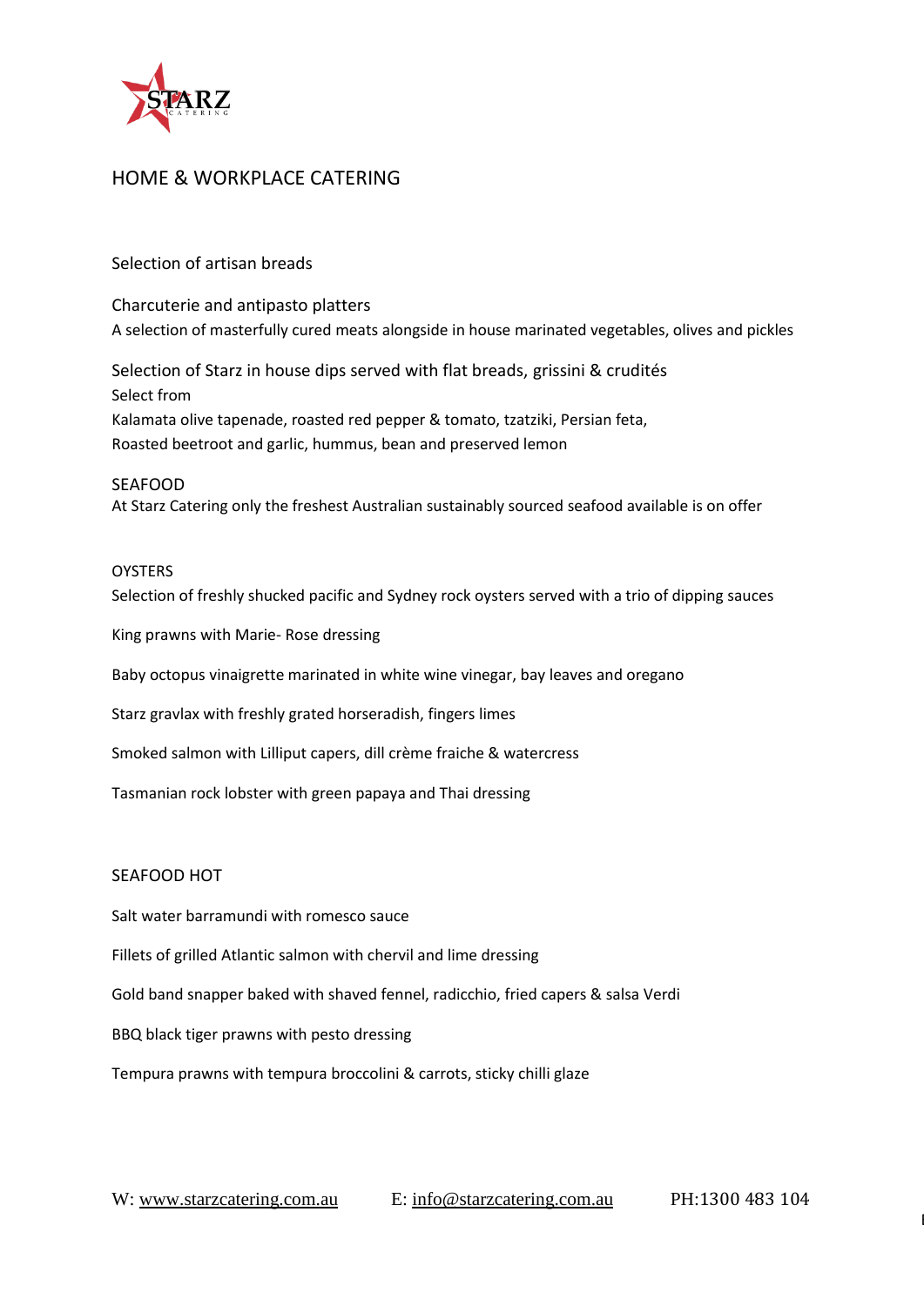# HOME & WORKPLACE CATERING

Selection of artisan breads

Charcuterie and antipasto platters

A selection of masterfully cured meats alongside in house marinated vegetables, olives and pickles

Selection of Starz in house dips served with flat breads, grissini & crudités

Select from

Kalamata olive tapenade, roasted red pepper & tomato, tzatziki, Persian feta,

Roasted beetroot and garlic, hummus, bean and preserved lemon

## SEAFOOD

At Starz Catering only the freshest Australian sustainably sourced seafood available is on offer

### OYSTERS

Selection of freshly shucked pacific and Sydney rock oysters served with a trio of dipping sauces

King prawns with Marie- Rose dressing

Baby octopus vinaigrette marinated in white wine vinegar, bay leaves and oregano

Starz gravlax with freshly grated horseradish, fingers limes

Smoked salmon with Lilliput capers, dill crème fraiche & watercress

Tasmanian rock lobster with green papaya and Thai dressing

## SEAFOOD HOT

Salt water barramundi with romesco sauce

Fillets of grilled Atlantic salmon with chervil and lime dressing

Gold band snapper baked with shaved fennel, radicchio, fried capers & salsa Verdi

BBQ black tiger prawns with pesto dressing

Tempura prawns with tempura broccolini & carrots, sticky chilli glaze

W: www.starzcatering.com.au E: info@starzcatering.com.au PH:1300 483 104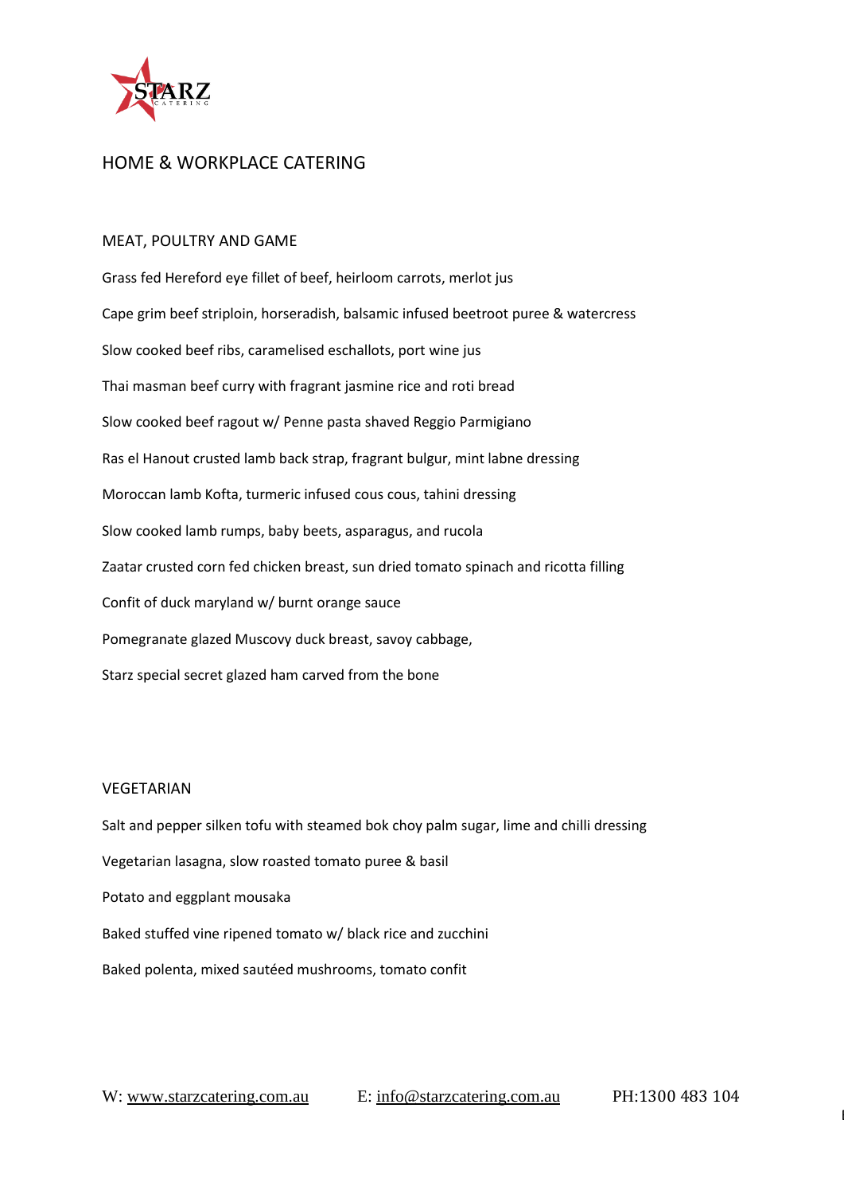## HOME & WORKPLACE CATERING

### MEAT, POULTRY AND GAME

Grass fed Hereford eye fillet of beef, heirloom carrots, merlot jus

Cape grim beef striploin, horseradish, balsamic infused beetroot puree & watercress

Slow cooked beef ribs, caramelised eschallots, port wine jus

Thai masman beef curry with fragrant jasmine rice and roti bread

Slow cooked beef ragout w/ Penne pasta shaved Reggio Parmigiano

Ras el Hanout crusted lamb back strap, fragrant bulgur, mint labne dressing

Moroccan lamb Kofta, turmeric infused cous cous, tahini dressing

Slow cooked lamb rumps, baby beets, asparagus, and rucola

Zaatar crusted corn fed chicken breast, sun dried tomato spinach and ricotta filling

Confit of duck maryland w/ burnt orange sauce

Pomegranate glazed Muscovy duck breast, savoy cabbage,

Starz special secret glazed ham carved from the bone

### VEGETARIAN

Salt and pepper silken tofu with steamed bok choy palm sugar, lime and chilli dressing

Vegetarian lasagna, slow roasted tomato puree & basil

Potato and eggplant mousaka

Baked stuffed vine ripened tomato w/ black rice and zucchini

Baked polenta, mixed sautéed mushrooms, tomato confit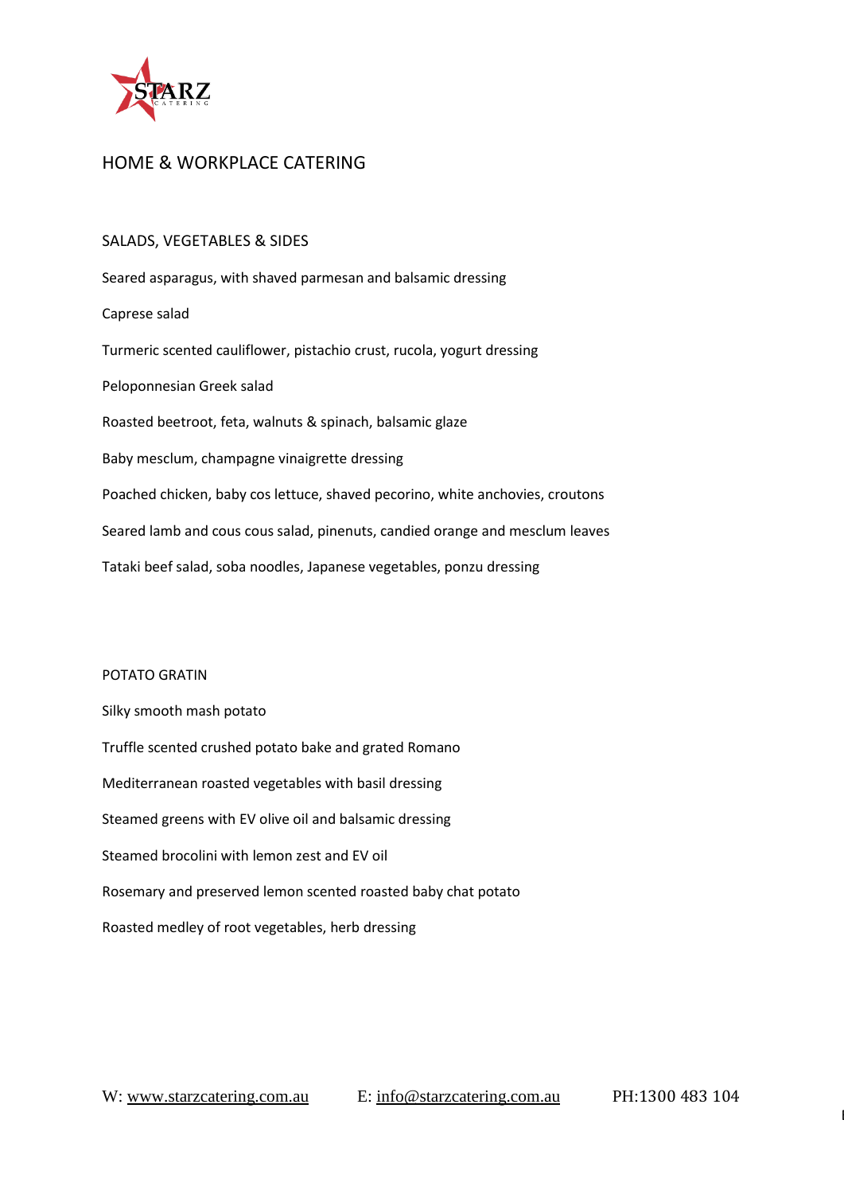## HOME & WORKPLACE CATERING

### SALADS, VEGETABLES & SIDES

Seared asparagus, with shaved parmesan and balsamic dressing

Caprese salad

Turmeric scented cauliflower, pistachio crust, rucola, yogurt dressing

Peloponnesian Greek salad

Roasted beetroot, feta, walnuts & spinach, balsamic glaze

Baby mesclum, champagne vinaigrette dressing

Poached chicken, baby cos lettuce, shaved pecorino, white anchovies, croutons

Seared lamb and cous cous salad, pinenuts, candied orange and mesclum leaves

Tataki beef salad, soba noodles, Japanese vegetables, ponzu dressing

### POTATO GRATIN

Silky smooth mash potato

Truffle scented crushed potato bake and grated Romano

Mediterranean roasted vegetables with basil dressing

Steamed greens with EV olive oil and balsamic dressing

Steamed brocolini with lemon zest and EV oil

Rosemary and preserved lemon scented roasted baby chat potato

Roasted medley of root vegetables, herb dressing

W: www.starzcatering.com.au E: info@starzcatering.com.au PH:1300 483 104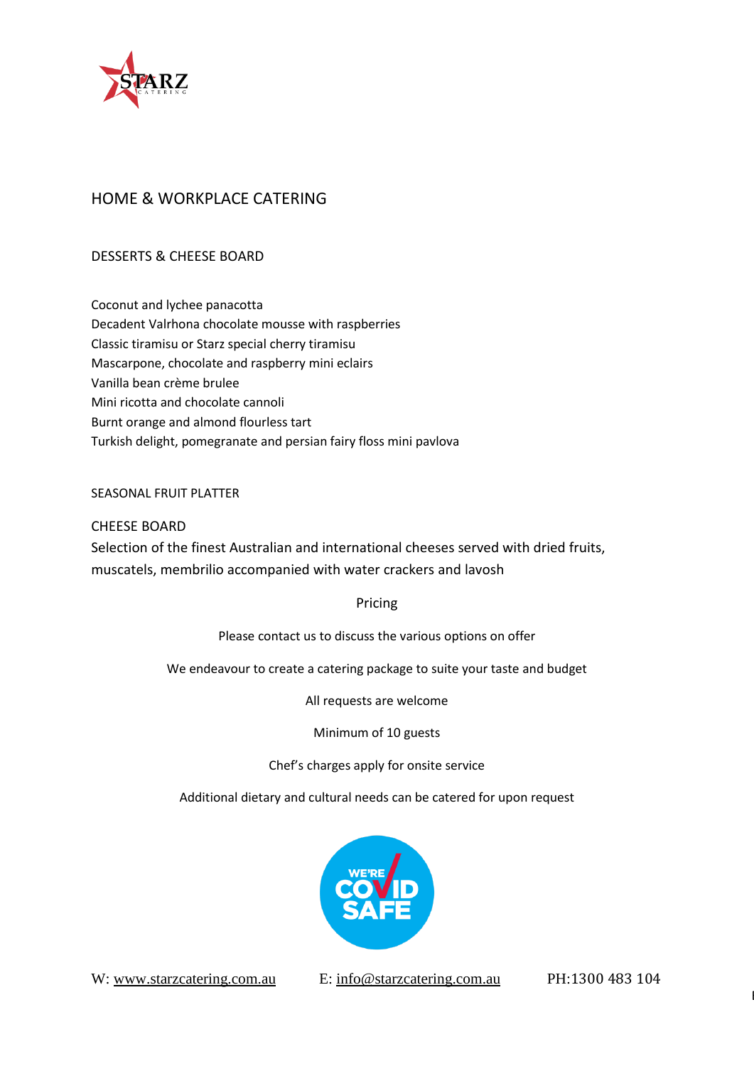# HOME & WORKPLACE CATERING

## DESSERTS & CHEESE BOARD

Coconut and lychee panacotta
Decadent Valrhona chocolate mousse with raspberries
Classic tiramisu or Starz special cherry tiramisu
Mascarpone, chocolate and raspberry mini eclairs
Vanilla bean crème brulee
Mini ricotta and chocolate cannoli
Burnt orange and almond flourless tart
Turkish delight, pomegranate and persian fairy floss mini pavlova

### SEASONAL FRUIT PLATTER

### CHEESE BOARD

Selection of the finest Australian and international cheeses served with dried fruits, muscatels, membrilio accompanied with water crackers and lavosh

Pricing

Please contact us to discuss the various options on offer

We endeavour to create a catering package to suite your taste and budget

All requests are welcome

Minimum of 10 guests

Chef's charges apply for onsite service

Additional dietary and cultural needs can be catered for upon request

W: www.starzcatering.com.au E: info@starzcatering.com.au PH:1300 483 104